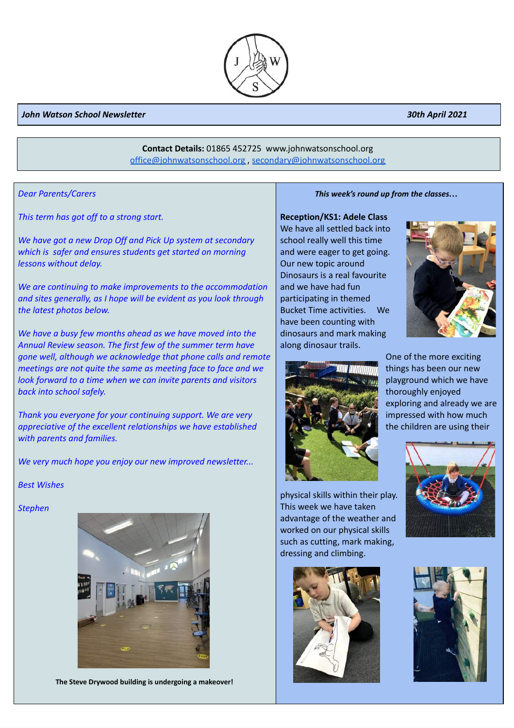**John Watson School Newsletter** **30th April 2021**

**Contact Details:** 01865 452725 www.johnwatsonschool.org
office@johnwatsonschool.org , secondary@johnwatsonschool.org

*Dear Parents/Carers*

*This term has got off to a strong start.*

*We have got a new Drop Off and Pick Up system at secondary which is safer and ensures students get started on morning lessons without delay.*

*We are continuing to make improvements to the accommodation and sites generally, as I hope will be evident as you look through the latest photos below.*

*We have a busy few months ahead as we have moved into the Annual Review season. The first few of the summer term have gone well, although we acknowledge that phone calls and remote meetings are not quite the same as meeting face to face and we look forward to a time when we can invite parents and visitors back into school safely.*

*Thank you everyone for your continuing support. We are very appreciative of the excellent relationships we have established with parents and families.*

*We very much hope you enjoy our new improved newsletter...*

*Best Wishes*

*Stephen*

**The Steve Drywood building is undergoing a makeover!**

***This week's round up from the classes…***

**Reception/KS1: Adele Class**

We have all settled back into school really well this time and were eager to get going. Our new topic around Dinosaurs is a real favourite and we have had fun participating in themed Bucket Time activities. We have been counting with dinosaurs and mark making along dinosaur trails.

One of the more exciting things has been our new playground which we have thoroughly enjoyed exploring and already we are impressed with how much the children are using their physical skills within their play. This week we have taken advantage of the weather and worked on our physical skills such as cutting, mark making, dressing and climbing.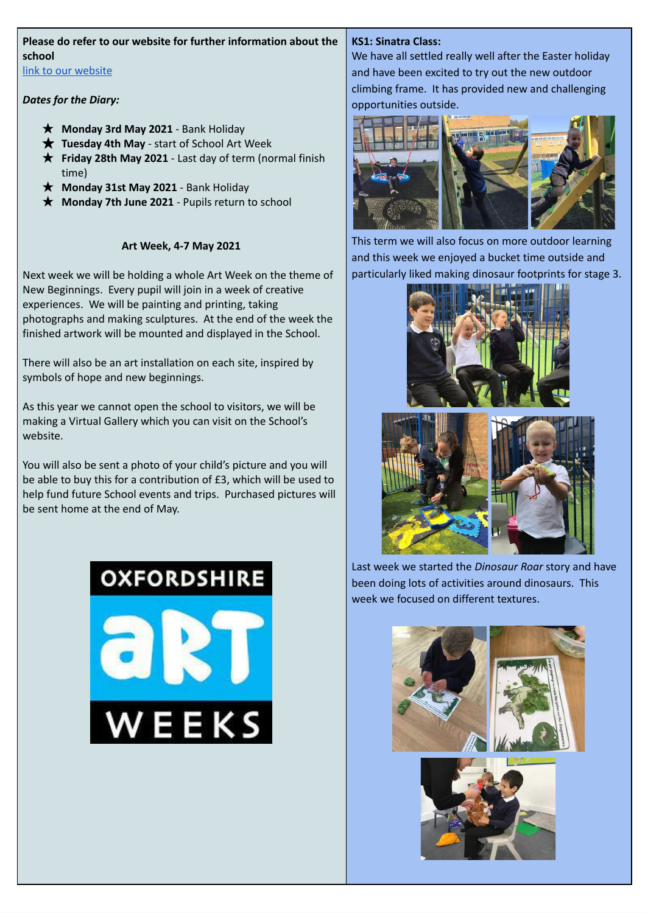**Please do refer to our website for further information about the school**
[link to our website]()

***Dates for the Diary:***

- ★ **Monday 3rd May 2021** - Bank Holiday
- ★ **Tuesday 4th May** - start of School Art Week
- ★ **Friday 28th May 2021** - Last day of term (normal finish time)
- ★ **Monday 31st May 2021** - Bank Holiday
- ★ **Monday 7th June 2021** - Pupils return to school

### Art Week, 4-7 May 2021

Next week we will be holding a whole Art Week on the theme of New Beginnings. Every pupil will join in a week of creative experiences. We will be painting and printing, taking photographs and making sculptures. At the end of the week the finished artwork will be mounted and displayed in the School.

There will also be an art installation on each site, inspired by symbols of hope and new beginnings.

As this year we cannot open the school to visitors, we will be making a Virtual Gallery which you can visit on the School's website.

You will also be sent a photo of your child's picture and you will be able to buy this for a contribution of £3, which will be used to help fund future School events and trips. Purchased pictures will be sent home at the end of May.

OXFORDSHIRE aRT WEEKS

**KS1: Sinatra Class:**

We have all settled really well after the Easter holiday and have been excited to try out the new outdoor climbing frame. It has provided new and challenging opportunities outside.

This term we will also focus on more outdoor learning and this week we enjoyed a bucket time outside and particularly liked making dinosaur footprints for stage 3.

Last week we started the *Dinosaur Roar* story and have been doing lots of activities around dinosaurs. This week we focused on different textures.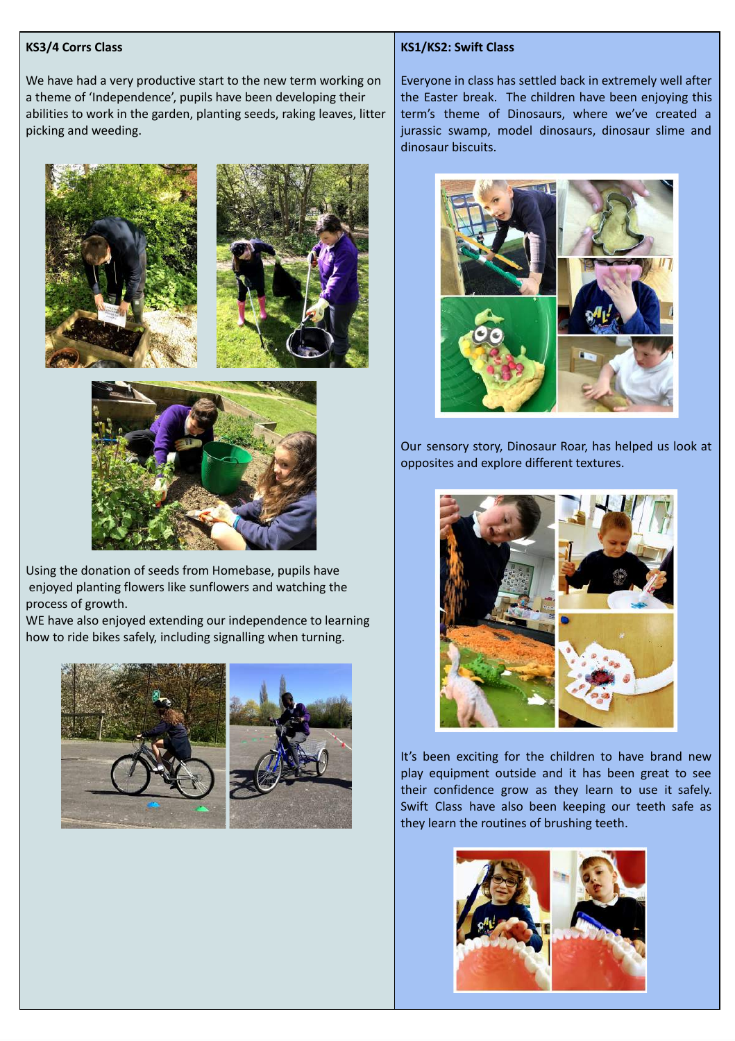## KS3/4 Corrs Class

We have had a very productive start to the new term working on a theme of 'Independence', pupils have been developing their abilities to work in the garden, planting seeds, raking leaves, litter picking and weeding.

Using the donation of seeds from Homebase, pupils have enjoyed planting flowers like sunflowers and watching the process of growth.

WE have also enjoyed extending our independence to learning how to ride bikes safely, including signalling when turning.

## KS1/KS2: Swift Class

Everyone in class has settled back in extremely well after the Easter break. The children have been enjoying this term's theme of Dinosaurs, where we've created a jurassic swamp, model dinosaurs, dinosaur slime and dinosaur biscuits.

Our sensory story, Dinosaur Roar, has helped us look at opposites and explore different textures.

It's been exciting for the children to have brand new play equipment outside and it has been great to see their confidence grow as they learn to use it safely. Swift Class have also been keeping our teeth safe as they learn the routines of brushing teeth.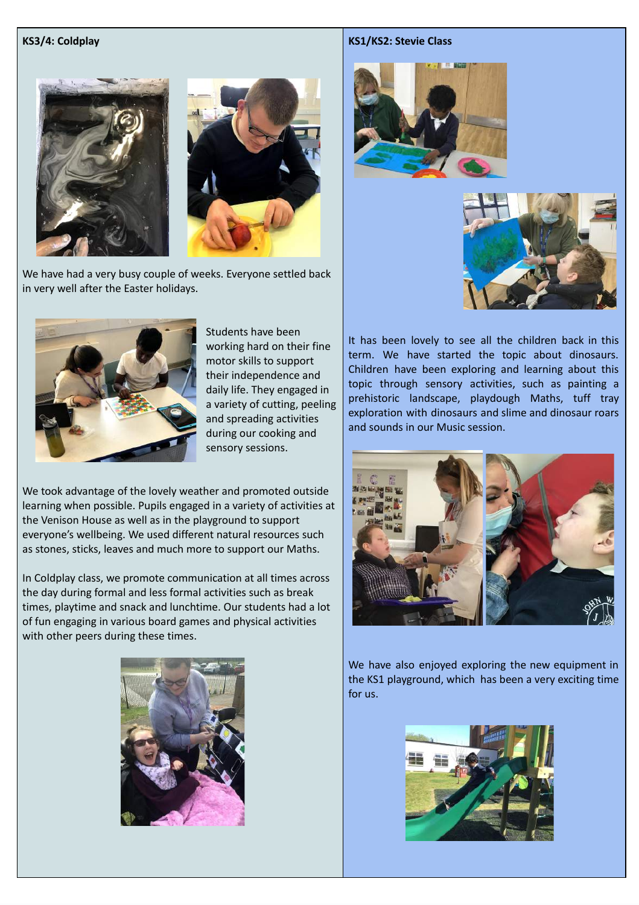## KS3/4: Coldplay

We have had a very busy couple of weeks. Everyone settled back in very well after the Easter holidays.

Students have been working hard on their fine motor skills to support their independence and daily life. They engaged in a variety of cutting, peeling and spreading activities during our cooking and sensory sessions.

We took advantage of the lovely weather and promoted outside learning when possible. Pupils engaged in a variety of activities at the Venison House as well as in the playground to support everyone's wellbeing. We used different natural resources such as stones, sticks, leaves and much more to support our Maths.

In Coldplay class, we promote communication at all times across the day during formal and less formal activities such as break times, playtime and snack and lunchtime. Our students had a lot of fun engaging in various board games and physical activities with other peers during these times.

## KS1/KS2: Stevie Class

It has been lovely to see all the children back in this term. We have started the topic about dinosaurs. Children have been exploring and learning about this topic through sensory activities, such as painting a prehistoric landscape, playdough Maths, tuff tray exploration with dinosaurs and slime and dinosaur roars and sounds in our Music session.

We have also enjoyed exploring the new equipment in the KS1 playground, which has been a very exciting time for us.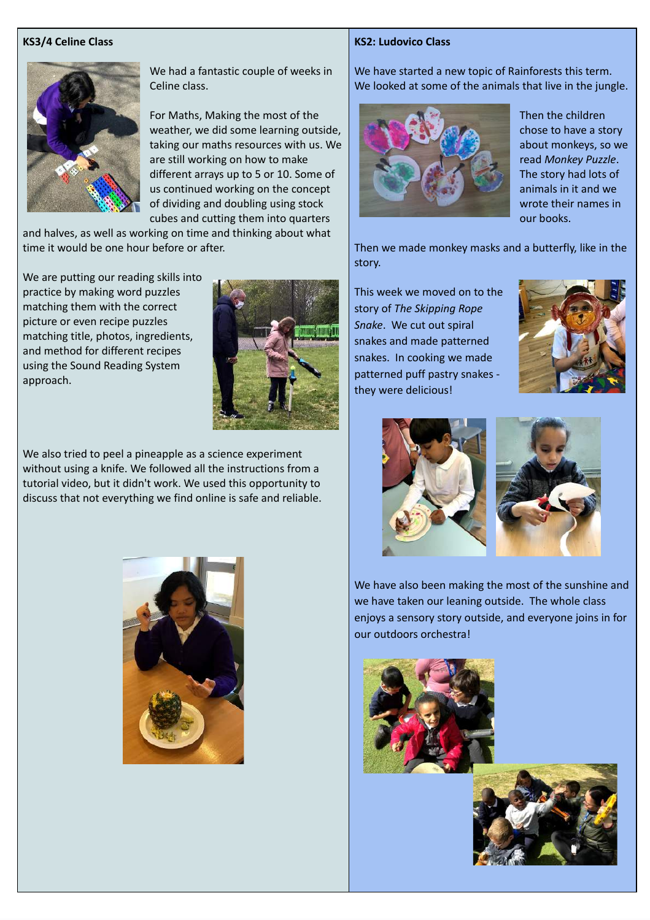## KS3/4 Celine Class

We had a fantastic couple of weeks in Celine class.

For Maths, Making the most of the weather, we did some learning outside, taking our maths resources with us. We are still working on how to make different arrays up to 5 or 10. Some of us continued working on the concept of dividing and doubling using stock cubes and cutting them into quarters and halves, as well as working on time and thinking about what time it would be one hour before or after.

We are putting our reading skills into practice by making word puzzles matching them with the correct picture or even recipe puzzles matching title, photos, ingredients, and method for different recipes using the Sound Reading System approach.

We also tried to peel a pineapple as a science experiment without using a knife. We followed all the instructions from a tutorial video, but it didn't work. We used this opportunity to discuss that not everything we find online is safe and reliable.

## KS2: Ludovico Class

We have started a new topic of Rainforests this term. We looked at some of the animals that live in the jungle.

Then the children chose to have a story about monkeys, so we read *Monkey Puzzle*. The story had lots of animals in it and we wrote their names in our books.

Then we made monkey masks and a butterfly, like in the story.

This week we moved on to the story of *The Skipping Rope Snake*. We cut out spiral snakes and made patterned snakes. In cooking we made patterned puff pastry snakes - they were delicious!

We have also been making the most of the sunshine and we have taken our leaning outside. The whole class enjoys a sensory story outside, and everyone joins in for our outdoors orchestra!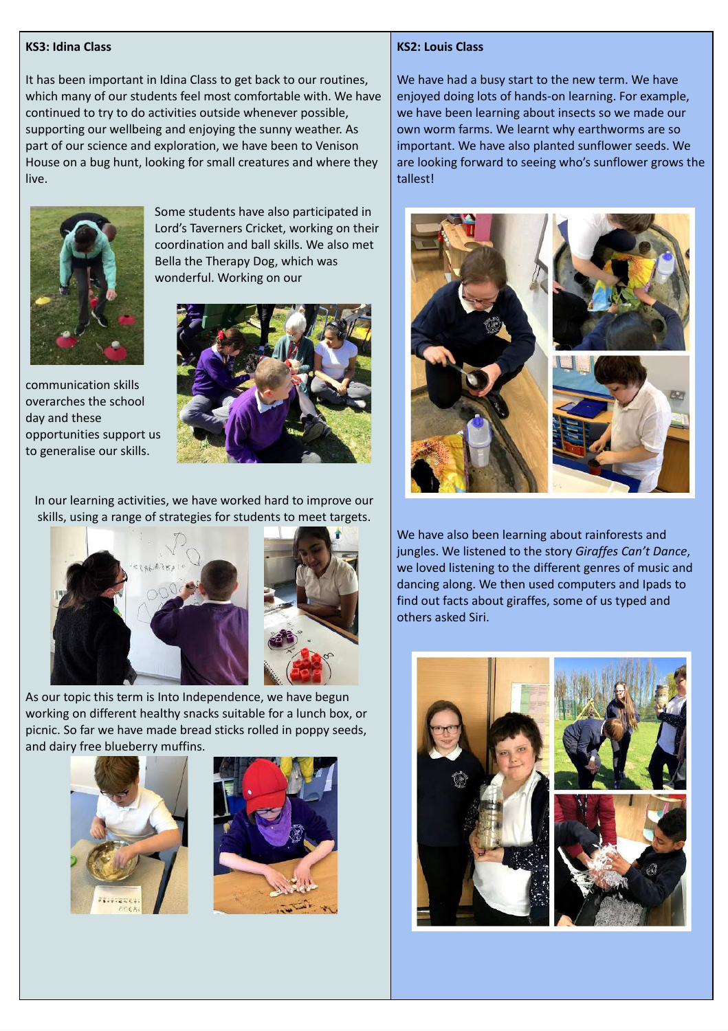## KS3: Idina Class

It has been important in Idina Class to get back to our routines, which many of our students feel most comfortable with. We have continued to try to do activities outside whenever possible, supporting our wellbeing and enjoying the sunny weather. As part of our science and exploration, we have been to Venison House on a bug hunt, looking for small creatures and where they live.

Some students have also participated in Lord's Taverners Cricket, working on their coordination and ball skills. We also met Bella the Therapy Dog, which was wonderful. Working on our communication skills overarches the school day and these opportunities support us to generalise our skills.

In our learning activities, we have worked hard to improve our skills, using a range of strategies for students to meet targets.

As our topic this term is Into Independence, we have begun working on different healthy snacks suitable for a lunch box, or picnic. So far we have made bread sticks rolled in poppy seeds, and dairy free blueberry muffins.

## KS2: Louis Class

We have had a busy start to the new term. We have enjoyed doing lots of hands-on learning. For example, we have been learning about insects so we made our own worm farms. We learnt why earthworms are so important. We have also planted sunflower seeds. We are looking forward to seeing who's sunflower grows the tallest!

We have also been learning about rainforests and jungles. We listened to the story *Giraffes Can't Dance*, we loved listening to the different genres of music and dancing along. We then used computers and Ipads to find out facts about giraffes, some of us typed and others asked Siri.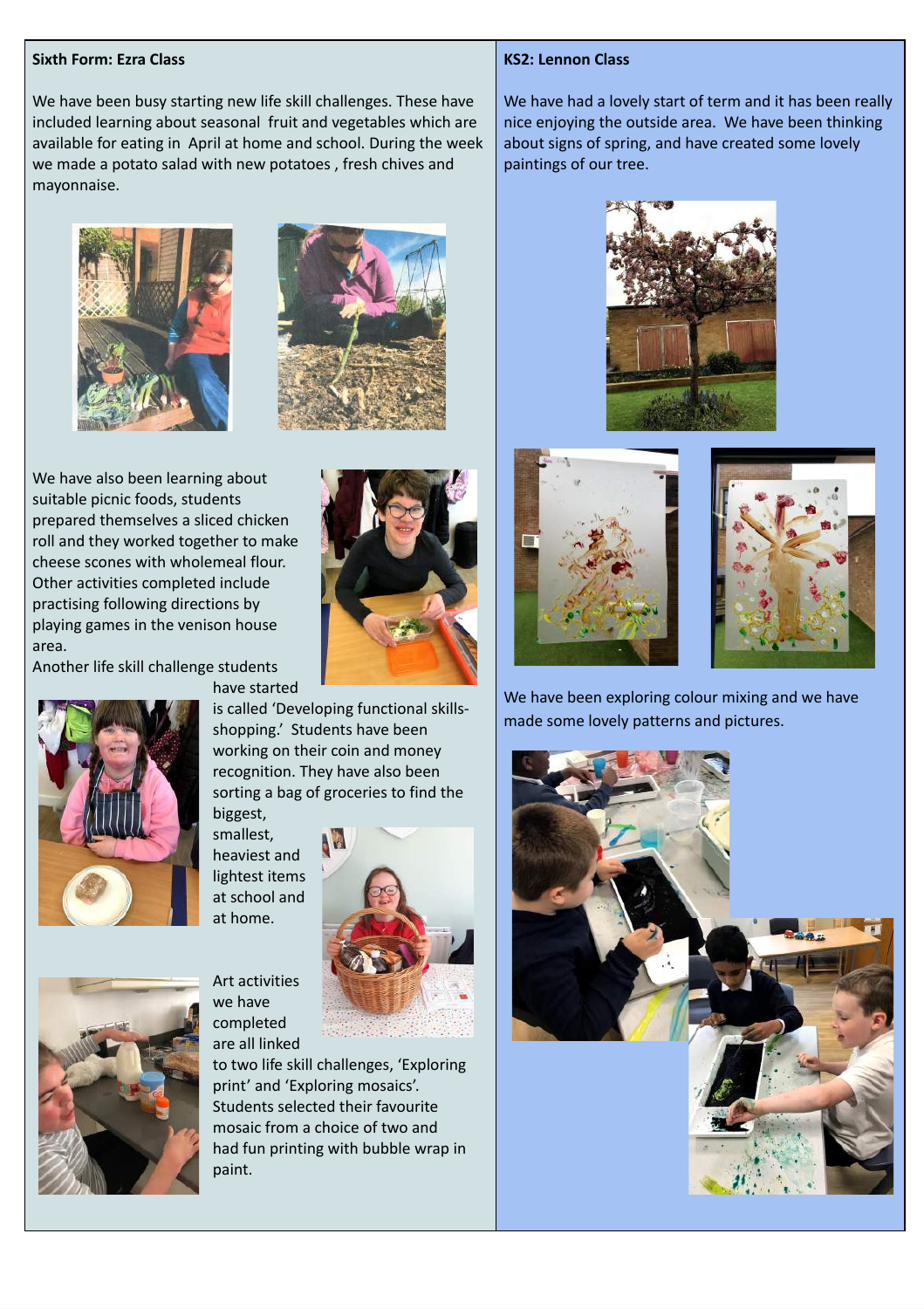**Sixth Form: Ezra Class**

We have been busy starting new life skill challenges. These have included learning about seasonal fruit and vegetables which are available for eating in April at home and school. During the week we made a potato salad with new potatoes , fresh chives and mayonnaise.

We have also been learning about suitable picnic foods, students prepared themselves a sliced chicken roll and they worked together to make cheese scones with wholemeal flour. Other activities completed include practising following directions by playing games in the venison house area.

Another life skill challenge students have started is called 'Developing functional skills- shopping.' Students have been working on their coin and money recognition. They have also been sorting a bag of groceries to find the biggest, smallest, heaviest and lightest items at school and at home.

Art activities we have completed are all linked to two life skill challenges, 'Exploring print' and 'Exploring mosaics'. Students selected their favourite mosaic from a choice of two and had fun printing with bubble wrap in paint.

**KS2: Lennon Class**

We have had a lovely start of term and it has been really nice enjoying the outside area. We have been thinking about signs of spring, and have created some lovely paintings of our tree.

We have been exploring colour mixing and we have made some lovely patterns and pictures.